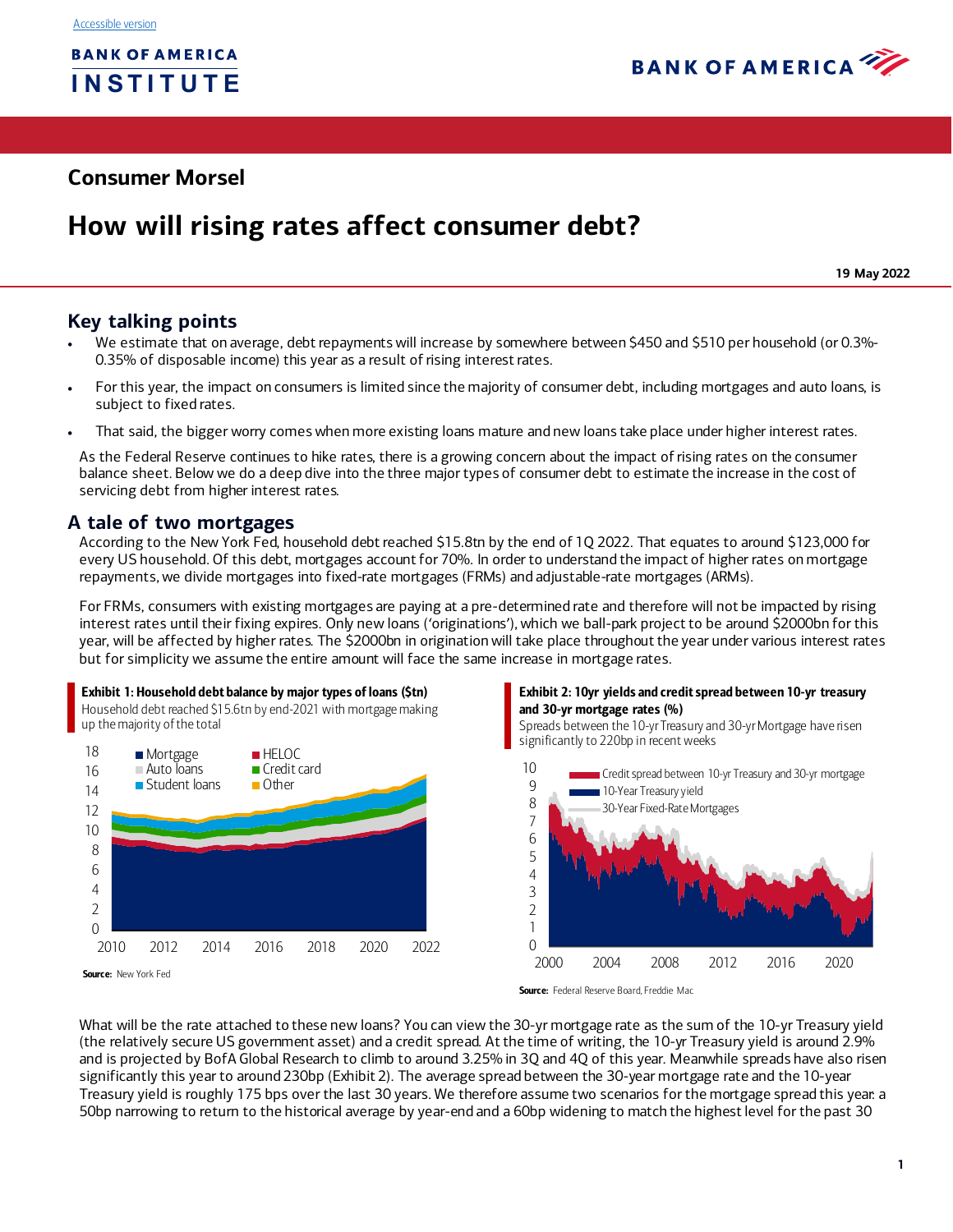Accessible version

BANK OF AMERICA INSTITUTE

## Consumer Morsel

# How will rising rates affect consumer debt?

**19 May 2022**

## Key talking points

- We estimate that on average, debt repayments will increase by somewhere between $450 and $510 per household (or 0.3%-0.35% of disposable income) this year as a result of rising interest rates.
- For this year, the impact on consumers is limited since the majority of consumer debt, including mortgages and auto loans, is subject to fixed rates.
- That said, the bigger worry comes when more existing loans mature and new loans take place under higher interest rates.

As the Federal Reserve continues to hike rates, there is a growing concern about the impact of rising rates on the consumer balance sheet. Below we do a deep dive into the three major types of consumer debt to estimate the increase in the cost of servicing debt from higher interest rates.

## A tale of two mortgages

According to the New York Fed, household debt reached $15.8tn by the end of 1Q 2022. That equates to around $123,000 for every US household. Of this debt, mortgages account for 70%. In order to understand the impact of higher rates on mortgage repayments, we divide mortgages into fixed-rate mortgages (FRMs) and adjustable-rate mortgages (ARMs).

For FRMs, consumers with existing mortgages are paying at a pre-determined rate and therefore will not be impacted by rising interest rates until their fixing expires. Only new loans ('originations'), which we ball-park project to be around $2000bn for this year, will be affected by higher rates. The $2000bn in origination will take place throughout the year under various interest rates but for simplicity we assume the entire amount will face the same increase in mortgage rates.

**Exhibit 1: Household debt balance by major types of loans ($tn)**

Household debt reached $15.6tn by end-2021 with mortgage making up the majority of the total

**Source:** New York Fed

**Exhibit 2: 10yr yields and credit spread between 10-yr treasury and 30-yr mortgage rates (%)**

Spreads between the 10-yr Treasury and 30-yr Mortgage have risen significantly to 220bp in recent weeks

**Source:** Federal Reserve Board, Freddie Mac

What will be the rate attached to these new loans? You can view the 30-yr mortgage rate as the sum of the 10-yr Treasury yield (the relatively secure US government asset) and a credit spread. At the time of writing, the 10-yr Treasury yield is around 2.9% and is projected by BofA Global Research to climb to around 3.25% in 3Q and 4Q of this year. Meanwhile spreads have also risen significantly this year to around 230bp (Exhibit 2). The average spread between the 30-year mortgage rate and the 10-year Treasury yield is roughly 175 bps over the last 30 years. We therefore assume two scenarios for the mortgage spread this year: a 50bp narrowing to return to the historical average by year-end and a 60bp widening to match the highest level for the past 30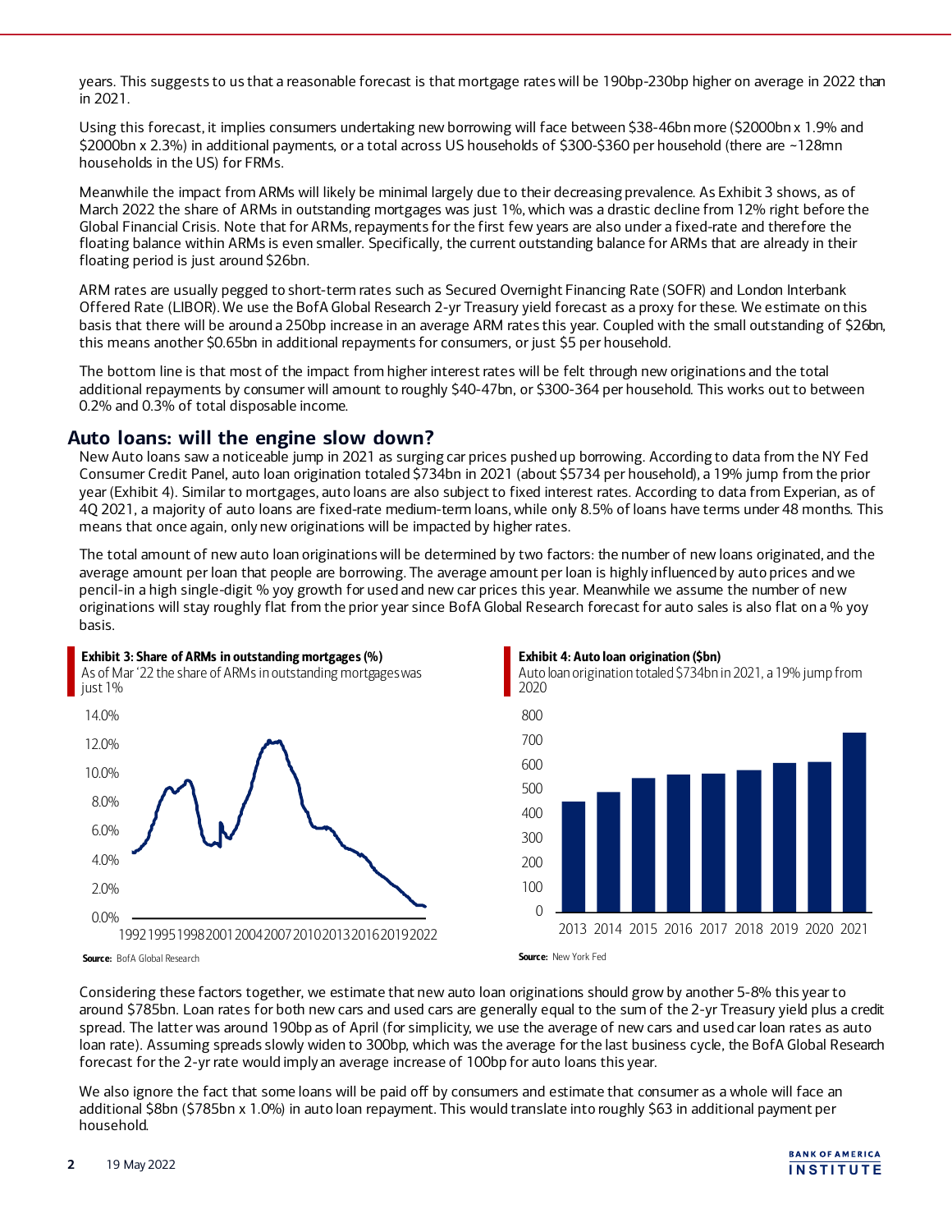years. This suggests to us that a reasonable forecast is that mortgage rates will be 190bp-230bp higher on average in 2022 than in 2021.

Using this forecast, it implies consumers undertaking new borrowing will face between $38-46bn more ($2000bn x 1.9% and $2000bn x 2.3%) in additional payments, or a total across US households of $300-$360 per household (there are ~128mn households in the US) for FRMs.

Meanwhile the impact from ARMs will likely be minimal largely due to their decreasing prevalence. As Exhibit 3 shows, as of March 2022 the share of ARMs in outstanding mortgages was just 1%, which was a drastic decline from 12% right before the Global Financial Crisis. Note that for ARMs, repayments for the first few years are also under a fixed-rate and therefore the floating balance within ARMs is even smaller. Specifically, the current outstanding balance for ARMs that are already in their floating period is just around $26bn.

ARM rates are usually pegged to short-term rates such as Secured Overnight Financing Rate (SOFR) and London Interbank Offered Rate (LIBOR). We use the BofA Global Research 2-yr Treasury yield forecast as a proxy for these. We estimate on this basis that there will be around a 250bp increase in an average ARM rates this year. Coupled with the small outstanding of $26bn, this means another $0.65bn in additional repayments for consumers, or just $5 per household.

The bottom line is that most of the impact from higher interest rates will be felt through new originations and the total additional repayments by consumer will amount to roughly $40-47bn, or $300-364 per household. This works out to between 0.2% and 0.3% of total disposable income.

## Auto loans: will the engine slow down?

New Auto loans saw a noticeable jump in 2021 as surging car prices pushed up borrowing. According to data from the NY Fed Consumer Credit Panel, auto loan origination totaled $734bn in 2021 (about $5734 per household), a 19% jump from the prior year (Exhibit 4). Similar to mortgages, auto loans are also subject to fixed interest rates. According to data from Experian, as of 4Q 2021, a majority of auto loans are fixed-rate medium-term loans, while only 8.5% of loans have terms under 48 months. This means that once again, only new originations will be impacted by higher rates.

The total amount of new auto loan originations will be determined by two factors: the number of new loans originated, and the average amount per loan that people are borrowing. The average amount per loan is highly influenced by auto prices and we pencil-in a high single-digit % yoy growth for used and new car prices this year. Meanwhile we assume the number of new originations will stay roughly flat from the prior year since BofA Global Research forecast for auto sales is also flat on a % yoy basis.

**Exhibit 3: Share of ARMs in outstanding mortgages (%)**

As of Mar '22 the share of ARMs in outstanding mortgages was just 1%

**Source:** BofA Global Research

**Exhibit 4: Auto loan origination ($bn)**

Auto loan origination totaled $734bn in 2021, a 19% jump from 2020

**Source:** New York Fed

Considering these factors together, we estimate that new auto loan originations should grow by another 5-8% this year to around $785bn. Loan rates for both new cars and used cars are generally equal to the sum of the 2-yr Treasury yield plus a credit spread. The latter was around 190bp as of April (for simplicity, we use the average of new cars and used car loan rates as auto loan rate). Assuming spreads slowly widen to 300bp, which was the average for the last business cycle, the BofA Global Research forecast for the 2-yr rate would imply an average increase of 100bp for auto loans this year.

We also ignore the fact that some loans will be paid off by consumers and estimate that consumer as a whole will face an additional $8bn ($785bn x 1.0%) in auto loan repayment. This would translate into roughly $63 in additional payment per household.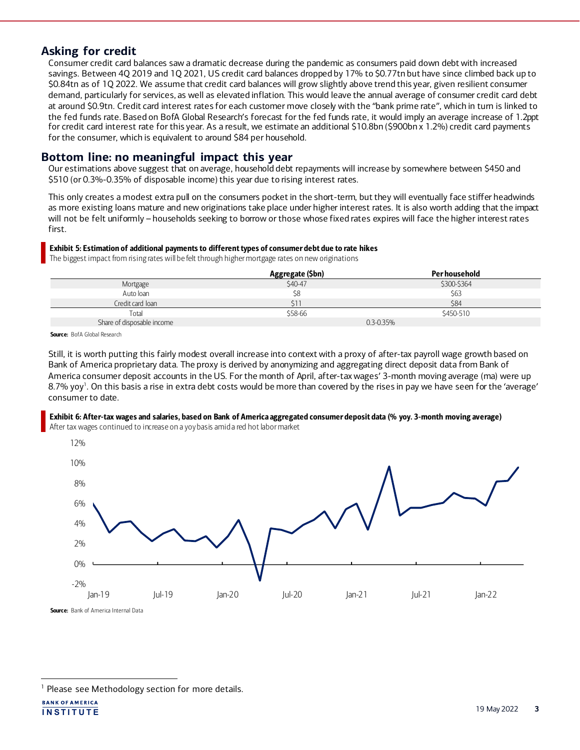## Asking for credit

Consumer credit card balances saw a dramatic decrease during the pandemic as consumers paid down debt with increased savings. Between 4Q 2019 and 1Q 2021, US credit card balances dropped by 17% to $0.77tn but have since climbed back up to $0.84tn as of 1Q 2022. We assume that credit card balances will grow slightly above trend this year, given resilient consumer demand, particularly for services, as well as elevated inflation. This would leave the annual average of consumer credit card debt at around $0.9tn. Credit card interest rates for each customer move closely with the "bank prime rate", which in turn is linked to the fed funds rate. Based on BofA Global Research's forecast for the fed funds rate, it would imply an average increase of 1.2ppt for credit card interest rate for this year. As a result, we estimate an additional $10.8bn ($900bn x 1.2%) credit card payments for the consumer, which is equivalent to around $84 per household.

## Bottom line: no meaningful impact this year

Our estimations above suggest that on average, household debt repayments will increase by somewhere between $450 and $510 (or 0.3%-0.35% of disposable income) this year due to rising interest rates.

This only creates a modest extra pull on the consumers pocket in the short-term, but they will eventually face stiffer headwinds as more existing loans mature and new originations take place under higher interest rates. It is also worth adding that the impact will not be felt uniformly – households seeking to borrow or those whose fixed rates expires will face the higher interest rates first.

**Exhibit 5: Estimation of additional payments to different types of consumer debt due to rate hikes**

The biggest impact from rising rates will be felt through higher mortgage rates on new originations

| | Aggregate ($bn) | Per household |
|---|---|---|
| Mortgage | $40-47 | $300-$364 |
| Auto loan | $8 | $63 |
| Credit card loan | $11 | $84 |
| Total | $58-66 | $450-510 |
| Share of disposable income | 0.3-0.35% | |

**Source:** BofA Global Research

Still, it is worth putting this fairly modest overall increase into context with a proxy of after-tax payroll wage growth based on Bank of America proprietary data. The proxy is derived by anonymizing and aggregating direct deposit data from Bank of America consumer deposit accounts in the US. For the month of April, after-tax wages' 3-month moving average (ma) were up 8.7% yoy[1]. On this basis a rise in extra debt costs would be more than covered by the rises in pay we have seen for the 'average' consumer to date.

**Exhibit 6: After-tax wages and salaries, based on Bank of America aggregated consumer deposit data (% yoy. 3-month moving average)**

After tax wages continued to increase on a yoy basis amid a red hot labor market

**Source:** Bank of America Internal Data

[1] Please see Methodology section for more details.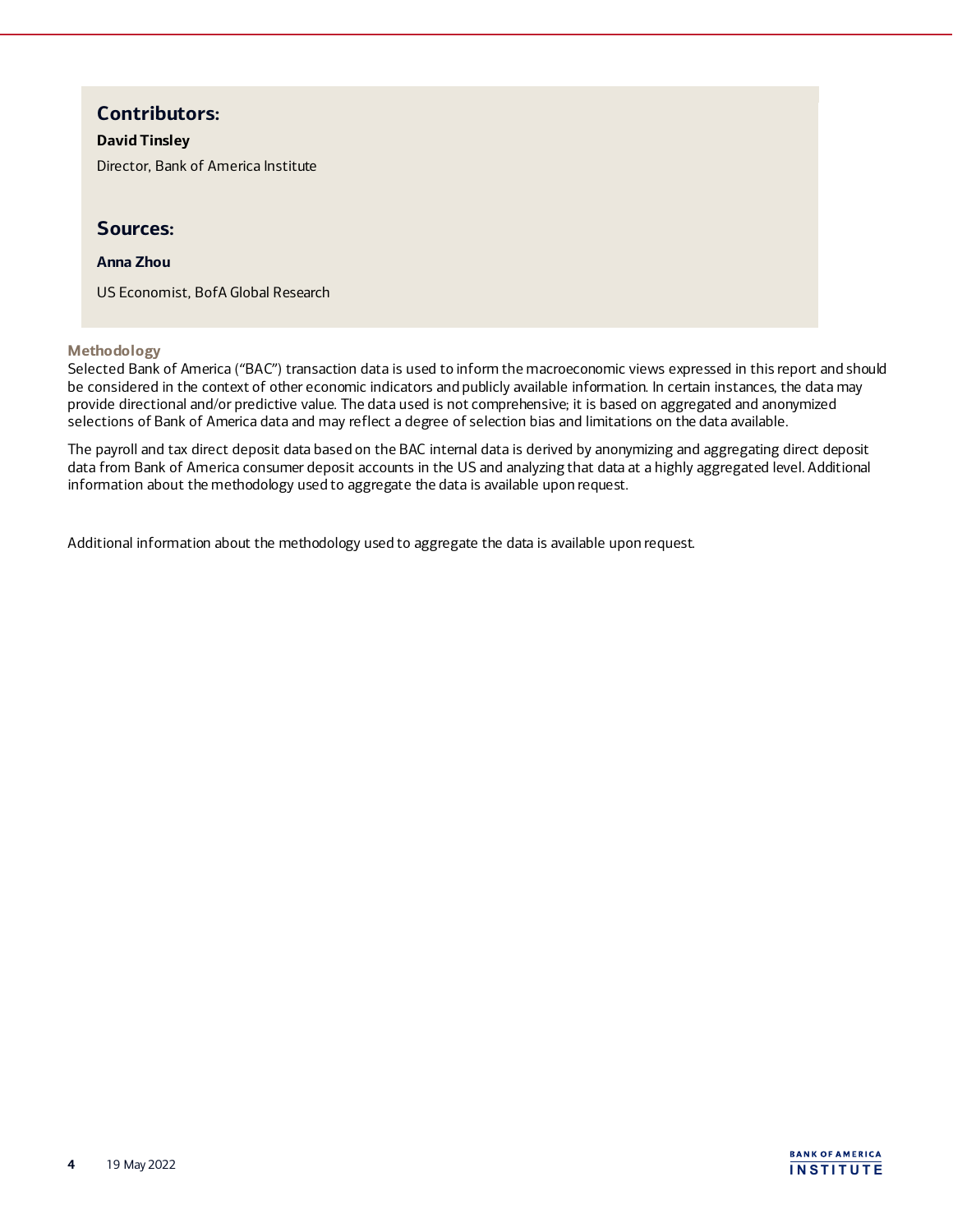## Contributors:

**David Tinsley**

Director, Bank of America Institute

## Sources:

**Anna Zhou**

US Economist, BofA Global Research

### Methodology

Selected Bank of America ("BAC") transaction data is used to inform the macroeconomic views expressed in this report and should be considered in the context of other economic indicators and publicly available information. In certain instances, the data may provide directional and/or predictive value. The data used is not comprehensive; it is based on aggregated and anonymized selections of Bank of America data and may reflect a degree of selection bias and limitations on the data available.

The payroll and tax direct deposit data based on the BAC internal data is derived by anonymizing and aggregating direct deposit data from Bank of America consumer deposit accounts in the US and analyzing that data at a highly aggregated level. Additional information about the methodology used to aggregate the data is available upon request.

Additional information about the methodology used to aggregate the data is available upon request.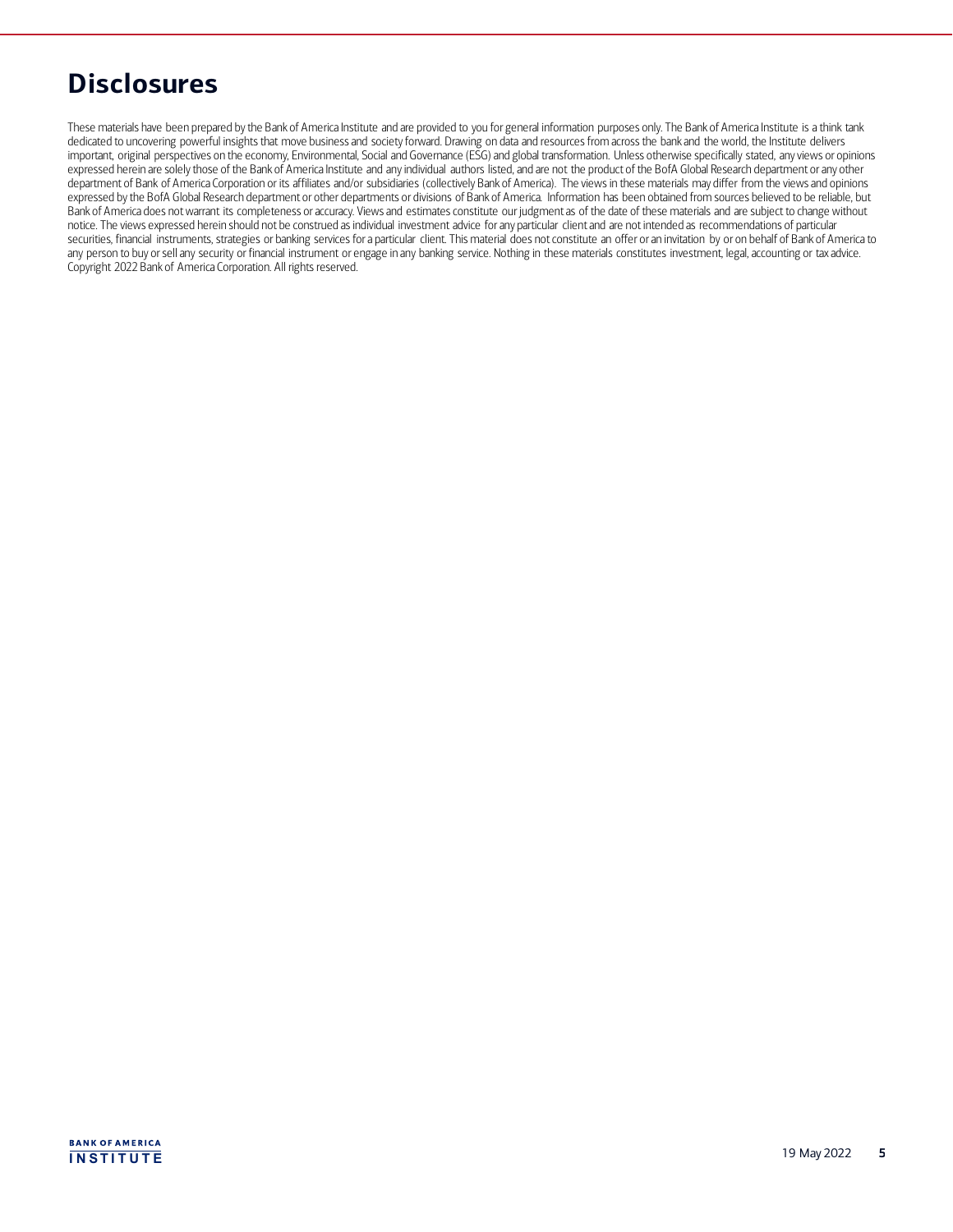# Disclosures

These materials have been prepared by the Bank of America Institute and are provided to you for general information purposes only. The Bank of America Institute is a think tank dedicated to uncovering powerful insights that move business and society forward. Drawing on data and resources from across the bank and the world, the Institute delivers important, original perspectives on the economy, Environmental, Social and Governance (ESG) and global transformation. Unless otherwise specifically stated, any views or opinions expressed herein are solely those of the Bank of America Institute and any individual authors listed, and are not the product of the BofA Global Research department or any other department of Bank of America Corporation or its affiliates and/or subsidiaries (collectively Bank of America). The views in these materials may differ from the views and opinions expressed by the BofA Global Research department or other departments or divisions of Bank of America. Information has been obtained from sources believed to be reliable, but Bank of America does not warrant its completeness or accuracy. Views and estimates constitute our judgment as of the date of these materials and are subject to change without notice. The views expressed herein should not be construed as individual investment advice for any particular client and are not intended as recommendations of particular securities, financial instruments, strategies or banking services for a particular client. This material does not constitute an offer or an invitation by or on behalf of Bank of America to any person to buy or sell any security or financial instrument or engage in any banking service. Nothing in these materials constitutes investment, legal, accounting or tax advice. Copyright 2022 Bank of America Corporation. All rights reserved.